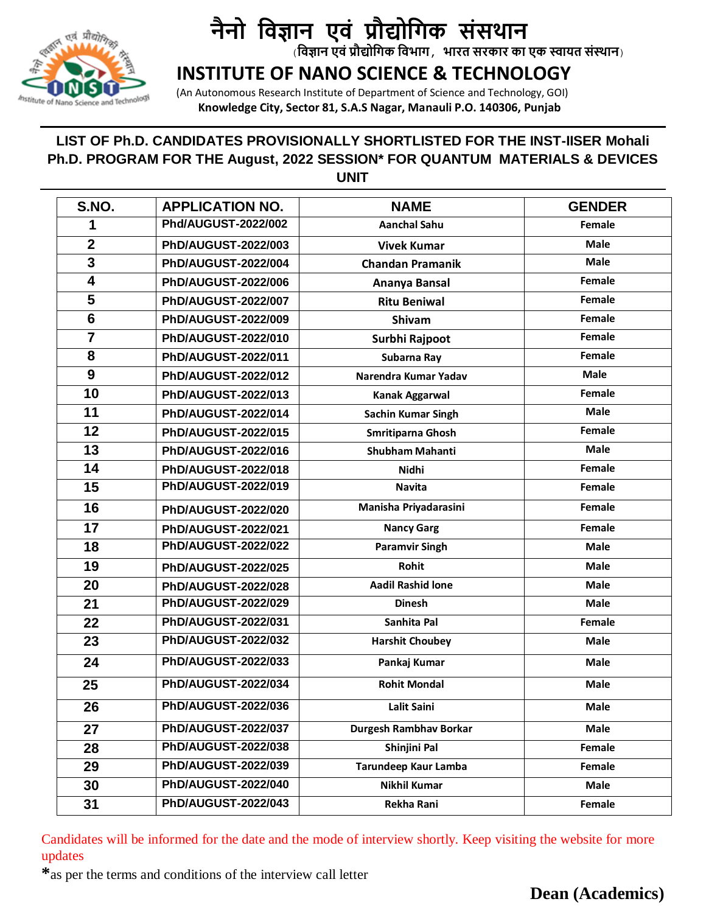# नैनो विज्ञान एवं प्रौद्योगिक संस्थान

(विज्ञान एवं प्रौद्योगिक विभाग, भारत सरकार का एक स्वायत संस्थान)

# INSTITUTE OF NANO SCIENCE & TECHNOLOGY

(An Autonomous Research Institute of Department of Science and Technology, GOI)

**Knowledge City, Sector 81, S.A.S Nagar, Manauli P.O. 140306, Punjab**

## LIST OF Ph.D. CANDIDATES PROVISIONALLY SHORTLISTED FOR THE INST-IISER Mohali Ph.D. PROGRAM FOR THE August, 2022 SESSION* FOR QUANTUM MATERIALS & DEVICES UNIT

| S.NO. | APPLICATION NO. | NAME | GENDER |
|---|---|---|---|
| 1 | Phd/AUGUST-2022/002 | Aanchal Sahu | Female |
| 2 | PhD/AUGUST-2022/003 | Vivek Kumar | Male |
| 3 | PhD/AUGUST-2022/004 | Chandan Pramanik | Male |
| 4 | PhD/AUGUST-2022/006 | Ananya Bansal | Female |
| 5 | PhD/AUGUST-2022/007 | Ritu Beniwal | Female |
| 6 | PhD/AUGUST-2022/009 | Shivam | Female |
| 7 | PhD/AUGUST-2022/010 | Surbhi Rajpoot | Female |
| 8 | PhD/AUGUST-2022/011 | Subarna Ray | Female |
| 9 | PhD/AUGUST-2022/012 | Narendra Kumar Yadav | Male |
| 10 | PhD/AUGUST-2022/013 | Kanak Aggarwal | Female |
| 11 | PhD/AUGUST-2022/014 | Sachin Kumar Singh | Male |
| 12 | PhD/AUGUST-2022/015 | Smritiparna Ghosh | Female |
| 13 | PhD/AUGUST-2022/016 | Shubham Mahanti | Male |
| 14 | PhD/AUGUST-2022/018 | Nidhi | Female |
| 15 | PhD/AUGUST-2022/019 | Navita | Female |
| 16 | PhD/AUGUST-2022/020 | Manisha Priyadarasini | Female |
| 17 | PhD/AUGUST-2022/021 | Nancy Garg | Female |
| 18 | PhD/AUGUST-2022/022 | Paramvir Singh | Male |
| 19 | PhD/AUGUST-2022/025 | Rohit | Male |
| 20 | PhD/AUGUST-2022/028 | Aadil Rashid lone | Male |
| 21 | PhD/AUGUST-2022/029 | Dinesh | Male |
| 22 | PhD/AUGUST-2022/031 | Sanhita Pal | Female |
| 23 | PhD/AUGUST-2022/032 | Harshit Choubey | Male |
| 24 | PhD/AUGUST-2022/033 | Pankaj Kumar | Male |
| 25 | PhD/AUGUST-2022/034 | Rohit Mondal | Male |
| 26 | PhD/AUGUST-2022/036 | Lalit Saini | Male |
| 27 | PhD/AUGUST-2022/037 | Durgesh Rambhav Borkar | Male |
| 28 | PhD/AUGUST-2022/038 | Shinjini Pal | Female |
| 29 | PhD/AUGUST-2022/039 | Tarundeep Kaur Lamba | Female |
| 30 | PhD/AUGUST-2022/040 | Nikhil Kumar | Male |
| 31 | PhD/AUGUST-2022/043 | Rekha Rani | Female |

Candidates will be informed for the date and the mode of interview shortly. Keep visiting the website for more updates

*as per the terms and conditions of the interview call letter

**Dean (Academics)**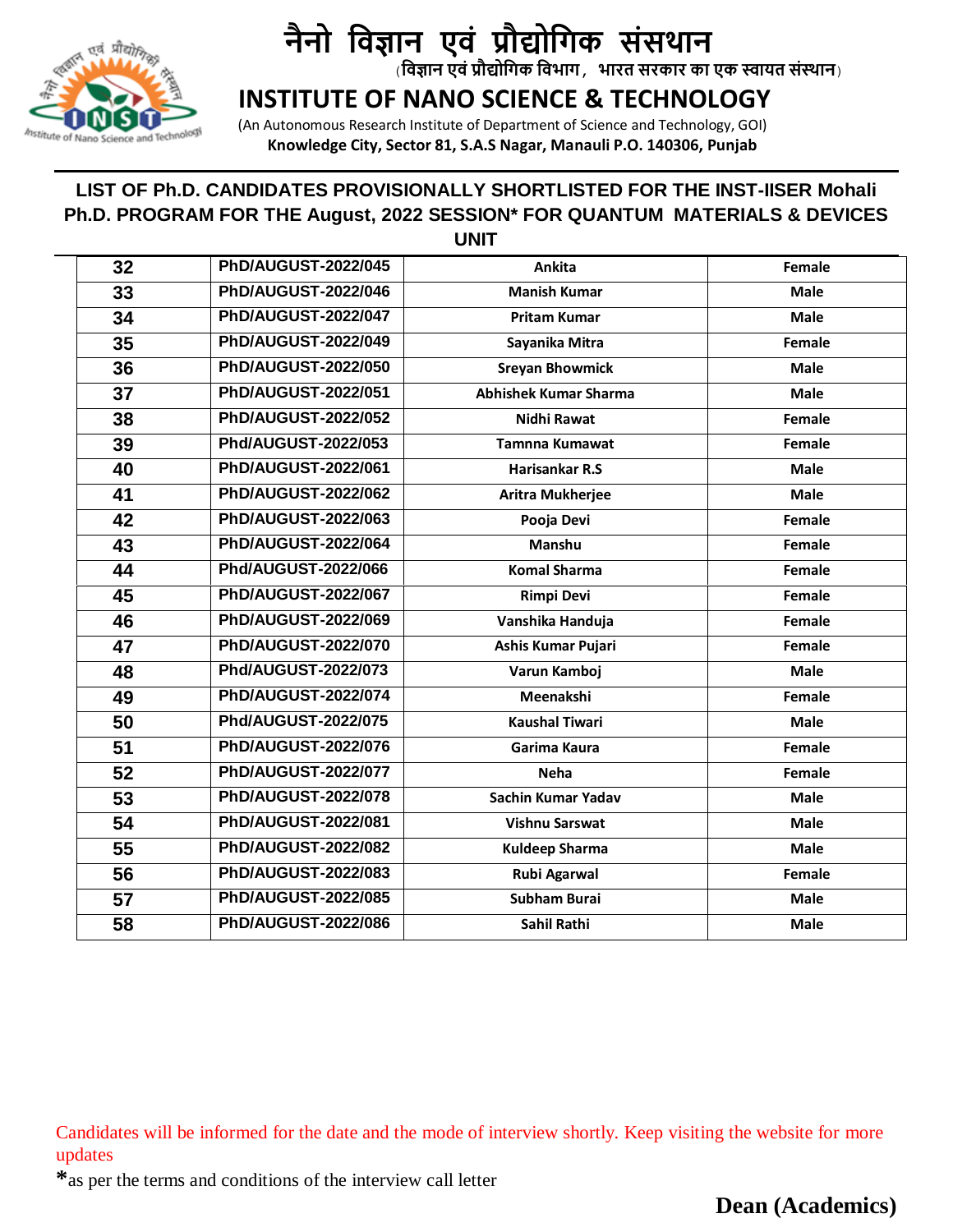# नैनो विज्ञान एवं प्रौद्योगिक संसथान

(विज्ञान एवं प्रौद्योगिक विभाग, भारत सरकार का एक स्वायत संस्थान)

# INSTITUTE OF NANO SCIENCE & TECHNOLOGY

(An Autonomous Research Institute of Department of Science and Technology, GOI)

**Knowledge City, Sector 81, S.A.S Nagar, Manauli P.O. 140306, Punjab**

## LIST OF Ph.D. CANDIDATES PROVISIONALLY SHORTLISTED FOR THE INST-IISER Mohali Ph.D. PROGRAM FOR THE August, 2022 SESSION* FOR QUANTUM MATERIALS & DEVICES UNIT

| | | | |
|---|---|---|---|
| 32 | PhD/AUGUST-2022/045 | Ankita | Female |
| 33 | PhD/AUGUST-2022/046 | Manish Kumar | Male |
| 34 | PhD/AUGUST-2022/047 | Pritam Kumar | Male |
| 35 | PhD/AUGUST-2022/049 | Sayanika Mitra | Female |
| 36 | PhD/AUGUST-2022/050 | Sreyan Bhowmick | Male |
| 37 | PhD/AUGUST-2022/051 | Abhishek Kumar Sharma | Male |
| 38 | PhD/AUGUST-2022/052 | Nidhi Rawat | Female |
| 39 | Phd/AUGUST-2022/053 | Tamnna Kumawat | Female |
| 40 | PhD/AUGUST-2022/061 | Harisankar R.S | Male |
| 41 | PhD/AUGUST-2022/062 | Aritra Mukherjee | Male |
| 42 | PhD/AUGUST-2022/063 | Pooja Devi | Female |
| 43 | PhD/AUGUST-2022/064 | Manshu | Female |
| 44 | Phd/AUGUST-2022/066 | Komal Sharma | Female |
| 45 | PhD/AUGUST-2022/067 | Rimpi Devi | Female |
| 46 | PhD/AUGUST-2022/069 | Vanshika Handuja | Female |
| 47 | PhD/AUGUST-2022/070 | Ashis Kumar Pujari | Female |
| 48 | Phd/AUGUST-2022/073 | Varun Kamboj | Male |
| 49 | PhD/AUGUST-2022/074 | Meenakshi | Female |
| 50 | Phd/AUGUST-2022/075 | Kaushal Tiwari | Male |
| 51 | PhD/AUGUST-2022/076 | Garima Kaura | Female |
| 52 | PhD/AUGUST-2022/077 | Neha | Female |
| 53 | PhD/AUGUST-2022/078 | Sachin Kumar Yadav | Male |
| 54 | PhD/AUGUST-2022/081 | Vishnu Sarswat | Male |
| 55 | PhD/AUGUST-2022/082 | Kuldeep Sharma | Male |
| 56 | PhD/AUGUST-2022/083 | Rubi Agarwal | Female |
| 57 | PhD/AUGUST-2022/085 | Subham Burai | Male |
| 58 | PhD/AUGUST-2022/086 | Sahil Rathi | Male |

Candidates will be informed for the date and the mode of interview shortly. Keep visiting the website for more updates

*as per the terms and conditions of the interview call letter

**Dean (Academics)**